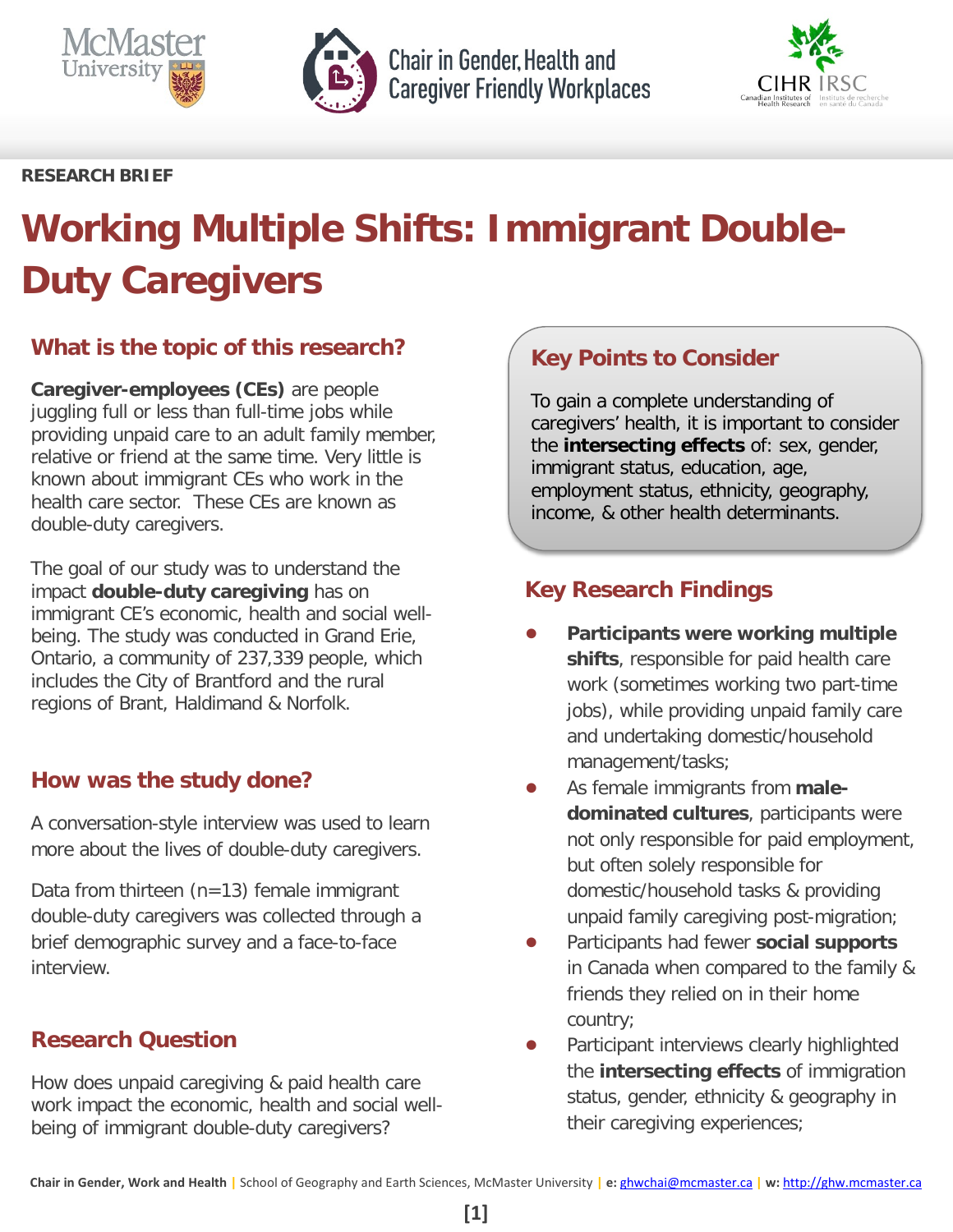McMaster University | Chair in Gender, Health and Caregiver Friendly Workplaces | CIHR IRSC Canadian Institutes of Health Research / Instituts de recherche en santé du Canada

RESEARCH BRIEF

# Working Multiple Shifts: Immigrant Double-Duty Caregivers

## What is the topic of this research?

**Caregiver-employees (CEs)** are people juggling full or less than full-time jobs while providing unpaid care to an adult family member, relative or friend at the same time. Very little is known about immigrant CEs who work in the health care sector. These CEs are known as double-duty caregivers.

The goal of our study was to understand the impact **double-duty caregiving** has on immigrant CE's economic, health and social well-being. The study was conducted in Grand Erie, Ontario, a community of 237,339 people, which includes the City of Brantford and the rural regions of Brant, Haldimand & Norfolk.

## How was the study done?

A conversation-style interview was used to learn more about the lives of double-duty caregivers.

Data from thirteen (n=13) female immigrant double-duty caregivers was collected through a brief demographic survey and a face-to-face interview.

## Research Question

How does unpaid caregiving & paid health care work impact the economic, health and social well-being of immigrant double-duty caregivers?

## Key Points to Consider

To gain a complete understanding of caregivers' health, it is important to consider the **intersecting effects** of: sex, gender, immigrant status, education, age, employment status, ethnicity, geography, income, & other health determinants.

## Key Research Findings

- **Participants were working multiple shifts**, responsible for paid health care work (sometimes working two part-time jobs), while providing unpaid family care and undertaking domestic/household management/tasks;
- As female immigrants from **male-dominated cultures**, participants were not only responsible for paid employment, but often solely responsible for domestic/household tasks & providing unpaid family caregiving post-migration;
- Participants had fewer **social supports** in Canada when compared to the family & friends they relied on in their home country;
- Participant interviews clearly highlighted the **intersecting effects** of immigration status, gender, ethnicity & geography in their caregiving experiences;

**Chair in Gender, Work and Health** | School of Geography and Earth Sciences, McMaster University | **e:** ghwchai@mcmaster.ca | **w:** http://ghw.mcmaster.ca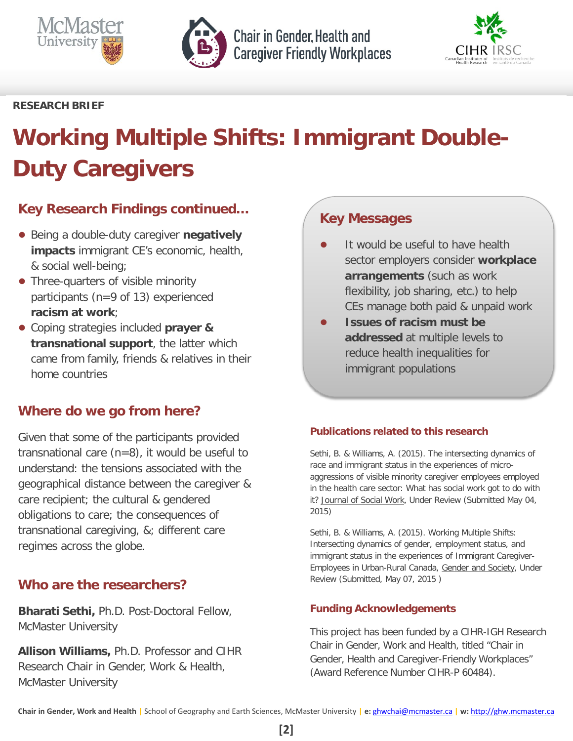RESEARCH BRIEF

# Working Multiple Shifts: Immigrant Double-Duty Caregivers

## Key Research Findings continued…

- Being a double-duty caregiver **negatively impacts** immigrant CE's economic, health, & social well-being;
- Three-quarters of visible minority participants (n=9 of 13) experienced **racism at work**;
- Coping strategies included **prayer & transnational support**, the latter which came from family, friends & relatives in their home countries

## Where do we go from here?

Given that some of the participants provided transnational care (n=8), it would be useful to understand: the tensions associated with the geographical distance between the caregiver & care recipient; the cultural & gendered obligations to care; the consequences of transnational caregiving, &; different care regimes across the globe.

## Who are the researchers?

**Bharati Sethi,** Ph.D. Post-Doctoral Fellow, McMaster University

**Allison Williams,** Ph.D. Professor and CIHR Research Chair in Gender, Work & Health, McMaster University

## Key Messages

- It would be useful to have health sector employers consider **workplace arrangements** (such as work flexibility, job sharing, etc.) to help CEs manage both paid & unpaid work
- **Issues of racism must be addressed** at multiple levels to reduce health inequalities for immigrant populations

### Publications related to this research

Sethi, B. & Williams, A. (2015). The intersecting dynamics of race and immigrant status in the experiences of micro-aggressions of visible minority caregiver employees employed in the health care sector: What has social work got to do with it? Journal of Social Work, Under Review (Submitted May 04, 2015)

Sethi, B. & Williams, A. (2015). Working Multiple Shifts: Intersecting dynamics of gender, employment status, and immigrant status in the experiences of Immigrant Caregiver-Employees in Urban-Rural Canada, Gender and Society, Under Review (Submitted, May 07, 2015 )

### Funding Acknowledgements

This project has been funded by a CIHR-IGH Research Chair in Gender, Work and Health, titled "Chair in Gender, Health and Caregiver-Friendly Workplaces" (Award Reference Number CIHR-P 60484).

**Chair in Gender, Work and Health** | School of Geography and Earth Sciences, McMaster University | **e:** ghwchai@mcmaster.ca | **w:** http://ghw.mcmaster.ca